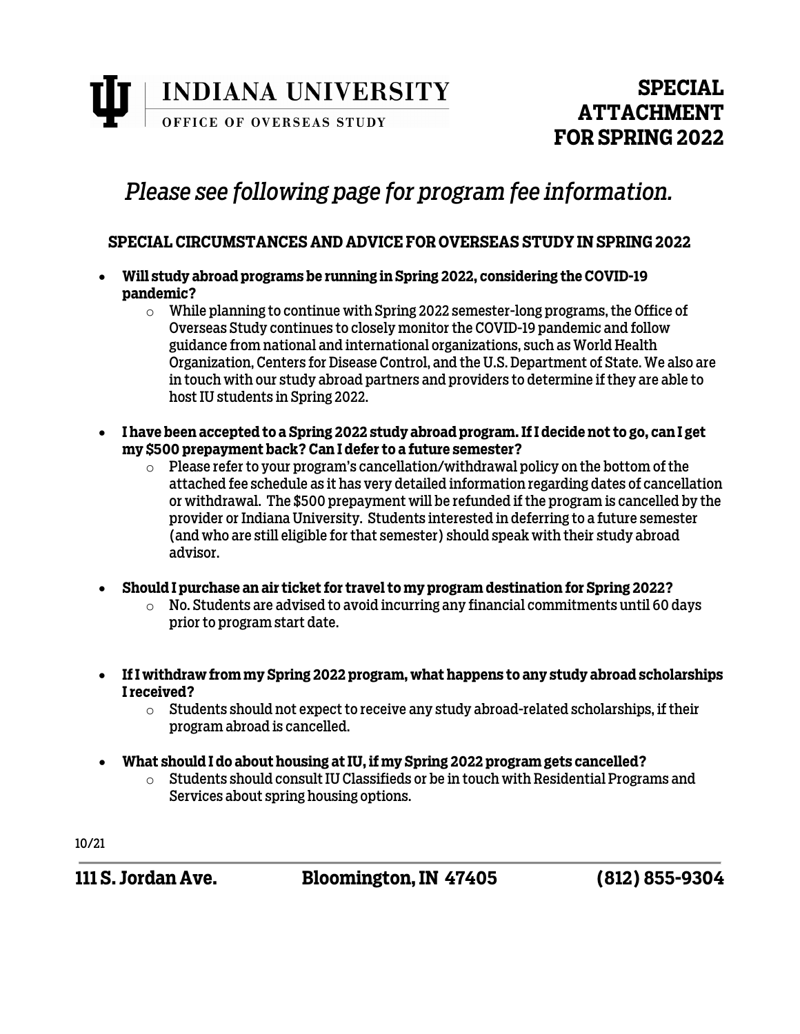# INDIANA UNIVERSITY

OFFICE OF OVERSEAS STUDY

## SPECIAL ATTACHMENT FOR SPRING 2022

*Please see following page for program fee information.*

### SPECIAL CIRCUMSTANCES AND ADVICE FOR OVERSEAS STUDY IN SPRING 2022

- **Will study abroad programs be running in Spring 2022, considering the COVID-19 pandemic?**
  - While planning to continue with Spring 2022 semester-long programs, the Office of Overseas Study continues to closely monitor the COVID-19 pandemic and follow guidance from national and international organizations, such as World Health Organization, Centers for Disease Control, and the U.S. Department of State. We also are in touch with our study abroad partners and providers to determine if they are able to host IU students in Spring 2022.

- **I have been accepted to a Spring 2022 study abroad program. If I decide not to go, can I get my $500 prepayment back? Can I defer to a future semester?**
  - Please refer to your program's cancellation/withdrawal policy on the bottom of the attached fee schedule as it has very detailed information regarding dates of cancellation or withdrawal. The $500 prepayment will be refunded if the program is cancelled by the provider or Indiana University. Students interested in deferring to a future semester (and who are still eligible for that semester) should speak with their study abroad advisor.

- **Should I purchase an air ticket for travel to my program destination for Spring 2022?**
  - No. Students are advised to avoid incurring any financial commitments until 60 days prior to program start date.

- **If I withdraw from my Spring 2022 program, what happens to any study abroad scholarships I received?**
  - Students should not expect to receive any study abroad-related scholarships, if their program abroad is cancelled.

- **What should I do about housing at IU, if my Spring 2022 program gets cancelled?**
  - Students should consult IU Classifieds or be in touch with Residential Programs and Services about spring housing options.

10/21

**111 S. Jordan Ave. Bloomington, IN 47405 (812) 855-9304**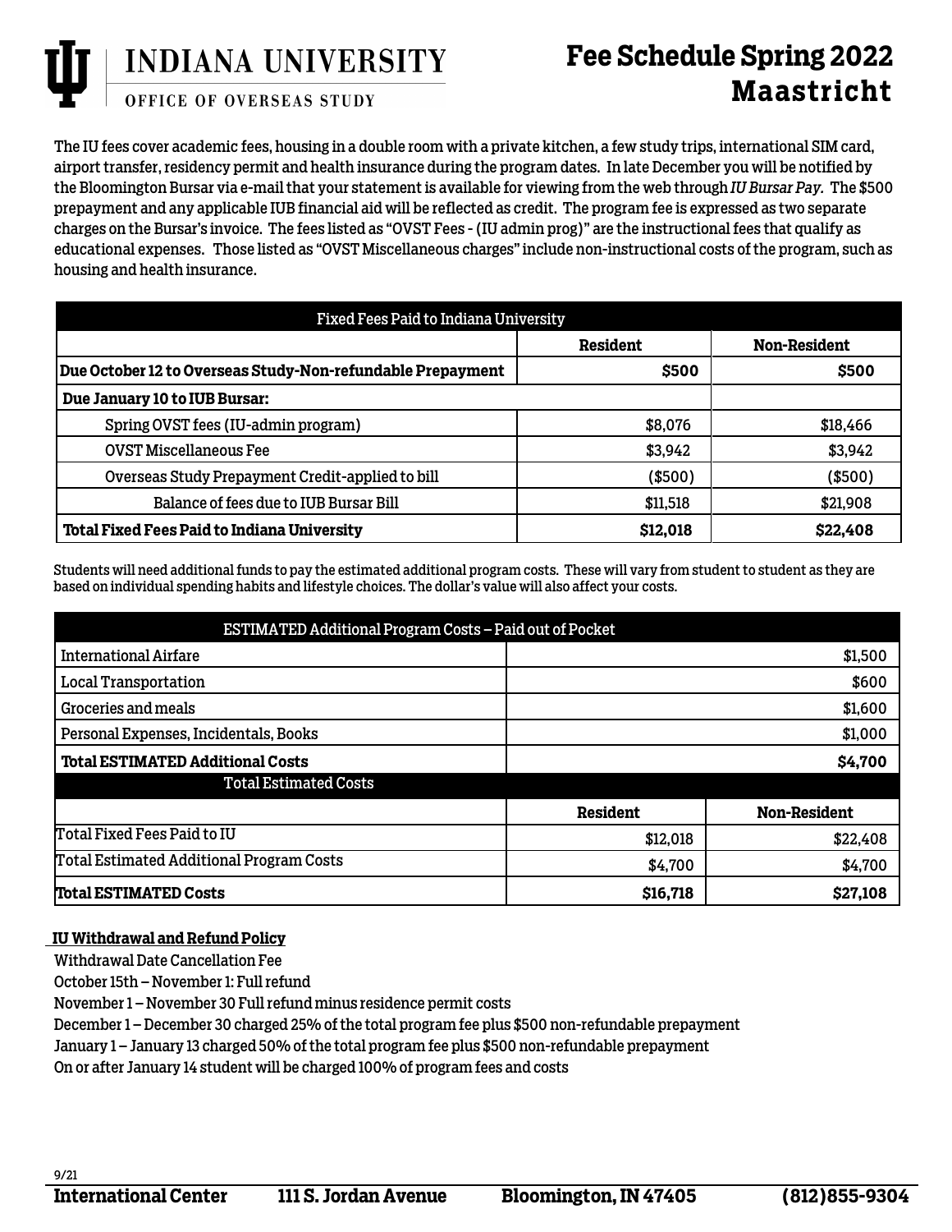# INDIANA UNIVERSITY

OFFICE OF OVERSEAS STUDY

# Fee Schedule Spring 2022 Maastricht

The IU fees cover academic fees, housing in a double room with a private kitchen, a few study trips, international SIM card, airport transfer, residency permit and health insurance during the program dates. In late December you will be notified by the Bloomington Bursar via e-mail that your statement is available for viewing from the web through *IU Bursar Pay*. The $500 prepayment and any applicable IUB financial aid will be reflected as credit. The program fee is expressed as two separate charges on the Bursar's invoice. The fees listed as "OVST Fees - (IU admin prog)" are the instructional fees that qualify as educational expenses. Those listed as "OVST Miscellaneous charges" include non-instructional costs of the program, such as housing and health insurance.

| Fixed Fees Paid to Indiana University | | |
|---|---|---|
| | **Resident** | **Non-Resident** |
| **Due October 12 to Overseas Study-Non-refundable Prepayment** | **$500** | **$500** |
| **Due January 10 to IUB Bursar:** | | |
| Spring OVST fees (IU-admin program) | $8,076 | $18,466 |
| OVST Miscellaneous Fee | $3,942 | $3,942 |
| Overseas Study Prepayment Credit-applied to bill | ($500) | ($500) |
| Balance of fees due to IUB Bursar Bill | $11,518 | $21,908 |
| **Total Fixed Fees Paid to Indiana University** | **$12,018** | **$22,408** |

Students will need additional funds to pay the estimated additional program costs. These will vary from student to student as they are based on individual spending habits and lifestyle choices. The dollar's value will also affect your costs.

| ESTIMATED Additional Program Costs – Paid out of Pocket | |
|---|---|
| International Airfare | $1,500 |
| Local Transportation | $600 |
| Groceries and meals | $1,600 |
| Personal Expenses, Incidentals, Books | $1,000 |
| **Total ESTIMATED Additional Costs** | **$4,700** |

| Total Estimated Costs | | |
|---|---|---|
| | **Resident** | **Non-Resident** |
| Total Fixed Fees Paid to IU | $12,018 | $22,408 |
| Total Estimated Additional Program Costs | $4,700 | $4,700 |
| **Total ESTIMATED Costs** | **$16,718** | **$27,108** |

**IU Withdrawal and Refund Policy**

Withdrawal Date Cancellation Fee

October 15th – November 1: Full refund

November 1 – November 30 Full refund minus residence permit costs

December 1 – December 30 charged 25% of the total program fee plus $500 non-refundable prepayment

January 1 – January 13 charged 50% of the total program fee plus $500 non-refundable prepayment

On or after January 14 student will be charged 100% of program fees and costs

9/21

**International Center** **111 S. Jordan Avenue** **Bloomington, IN 47405** **(812)855-9304**